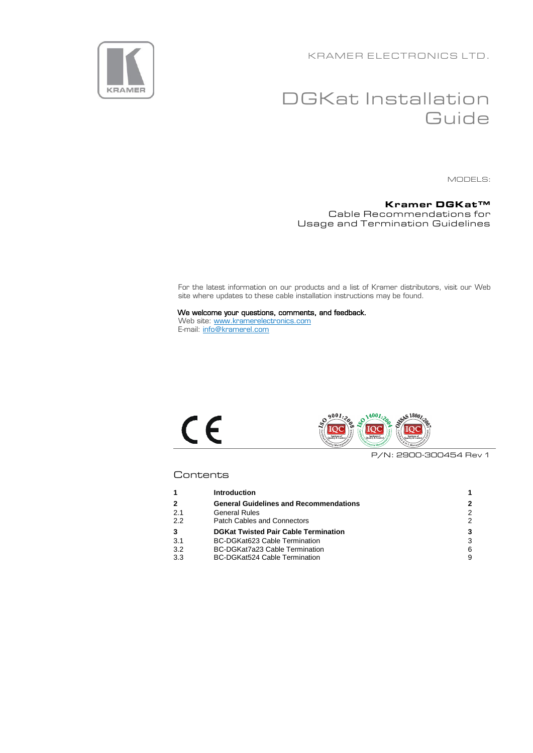KRAMER ELECTRONICS LTD.

# DGKat Installation Guide

MODELS:

**Kramer DGKat™**
Cable Recommendations for Usage and Termination Guidelines

For the latest information on our products and a list of Kramer distributors, visit our Web site where updates to these cable installation instructions may be found.

**We welcome your questions, comments, and feedback.**
Web site: [www.kramerelectronics.com](http://www.kramerelectronics.com)
E-mail: [info@kramerel.com](mailto:info@kramerel.com)

P/N: 2900-300454 Rev 1

## Contents

| | | |
|---|---|---|
| **1** | **Introduction** | **1** |
| **2** | **General Guidelines and Recommendations** | **2** |
| 2.1 | General Rules | 2 |
| 2.2 | Patch Cables and Connectors | 2 |
| **3** | **DGKat Twisted Pair Cable Termination** | **3** |
| 3.1 | BC-DGKat623 Cable Termination | 3 |
| 3.2 | BC-DGKat7a23 Cable Termination | 6 |
| 3.3 | BC-DGKat524 Cable Termination | 9 |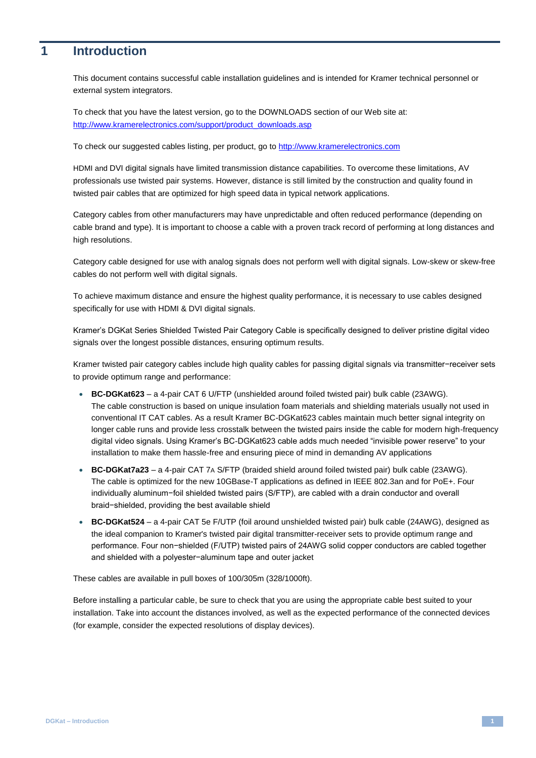# 1 Introduction

This document contains successful cable installation guidelines and is intended for Kramer technical personnel or external system integrators.

To check that you have the latest version, go to the DOWNLOADS section of our Web site at: [http://www.kramerelectronics.com/support/product_downloads.asp](http://www.kramerelectronics.com/support/product_downloads.asp)

To check our suggested cables listing, per product, go to [http://www.kramerelectronics.com](http://www.kramerelectronics.com)

HDMI and DVI digital signals have limited transmission distance capabilities. To overcome these limitations, AV professionals use twisted pair systems. However, distance is still limited by the construction and quality found in twisted pair cables that are optimized for high speed data in typical network applications.

Category cables from other manufacturers may have unpredictable and often reduced performance (depending on cable brand and type). It is important to choose a cable with a proven track record of performing at long distances and high resolutions.

Category cable designed for use with analog signals does not perform well with digital signals. Low-skew or skew-free cables do not perform well with digital signals.

To achieve maximum distance and ensure the highest quality performance, it is necessary to use cables designed specifically for use with HDMI & DVI digital signals.

Kramer's DGKat Series Shielded Twisted Pair Category Cable is specifically designed to deliver pristine digital video signals over the longest possible distances, ensuring optimum results.

Kramer twisted pair category cables include high quality cables for passing digital signals via transmitter−receiver sets to provide optimum range and performance:

- **BC-DGKat623** – a 4-pair CAT 6 U/FTP (unshielded around foiled twisted pair) bulk cable (23AWG). The cable construction is based on unique insulation foam materials and shielding materials usually not used in conventional IT CAT cables. As a result Kramer BC-DGKat623 cables maintain much better signal integrity on longer cable runs and provide less crosstalk between the twisted pairs inside the cable for modern high-frequency digital video signals. Using Kramer's BC-DGKat623 cable adds much needed "invisible power reserve" to your installation to make them hassle-free and ensuring piece of mind in demanding AV applications
- **BC-DGKat7a23** – a 4-pair CAT 7A S/FTP (braided shield around foiled twisted pair) bulk cable (23AWG). The cable is optimized for the new 10GBase-T applications as defined in IEEE 802.3an and for PoE+. Four individually aluminum−foil shielded twisted pairs (S/FTP), are cabled with a drain conductor and overall braid−shielded, providing the best available shield
- **BC-DGKat524** – a 4-pair CAT 5e F/UTP (foil around unshielded twisted pair) bulk cable (24AWG), designed as the ideal companion to Kramer's twisted pair digital transmitter-receiver sets to provide optimum range and performance. Four non−shielded (F/UTP) twisted pairs of 24AWG solid copper conductors are cabled together and shielded with a polyester−aluminum tape and outer jacket

These cables are available in pull boxes of 100/305m (328/1000ft).

Before installing a particular cable, be sure to check that you are using the appropriate cable best suited to your installation. Take into account the distances involved, as well as the expected performance of the connected devices (for example, consider the expected resolutions of display devices).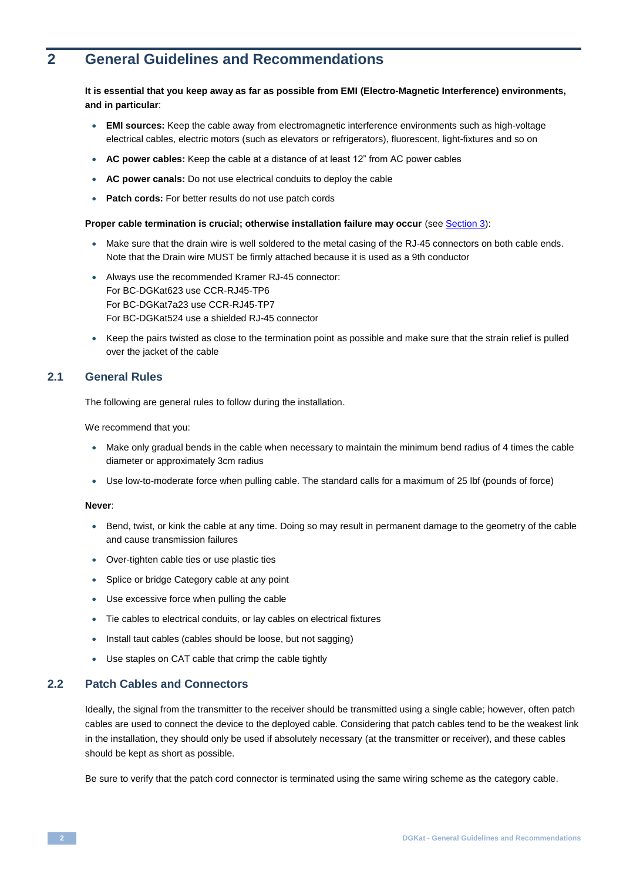# 2 General Guidelines and Recommendations

**It is essential that you keep away as far as possible from EMI (Electro-Magnetic Interference) environments, and in particular**:

- **EMI sources:** Keep the cable away from electromagnetic interference environments such as high-voltage electrical cables, electric motors (such as elevators or refrigerators), fluorescent, light-fixtures and so on
- **AC power cables:** Keep the cable at a distance of at least 12" from AC power cables
- **AC power canals:** Do not use electrical conduits to deploy the cable
- **Patch cords:** For better results do not use patch cords

**Proper cable termination is crucial; otherwise installation failure may occur** (see Section 3):

- Make sure that the drain wire is well soldered to the metal casing of the RJ-45 connectors on both cable ends. Note that the Drain wire MUST be firmly attached because it is used as a 9th conductor
- Always use the recommended Kramer RJ-45 connector:
  For BC-DGKat623 use CCR-RJ45-TP6
  For BC-DGKat7a23 use CCR-RJ45-TP7
  For BC-DGKat524 use a shielded RJ-45 connector
- Keep the pairs twisted as close to the termination point as possible and make sure that the strain relief is pulled over the jacket of the cable

## 2.1 General Rules

The following are general rules to follow during the installation.

We recommend that you:

- Make only gradual bends in the cable when necessary to maintain the minimum bend radius of 4 times the cable diameter or approximately 3cm radius
- Use low-to-moderate force when pulling cable. The standard calls for a maximum of 25 lbf (pounds of force)

**Never**:

- Bend, twist, or kink the cable at any time. Doing so may result in permanent damage to the geometry of the cable and cause transmission failures
- Over-tighten cable ties or use plastic ties
- Splice or bridge Category cable at any point
- Use excessive force when pulling the cable
- Tie cables to electrical conduits, or lay cables on electrical fixtures
- Install taut cables (cables should be loose, but not sagging)
- Use staples on CAT cable that crimp the cable tightly

## 2.2 Patch Cables and Connectors

Ideally, the signal from the transmitter to the receiver should be transmitted using a single cable; however, often patch cables are used to connect the device to the deployed cable. Considering that patch cables tend to be the weakest link in the installation, they should only be used if absolutely necessary (at the transmitter or receiver), and these cables should be kept as short as possible.

Be sure to verify that the patch cord connector is terminated using the same wiring scheme as the category cable.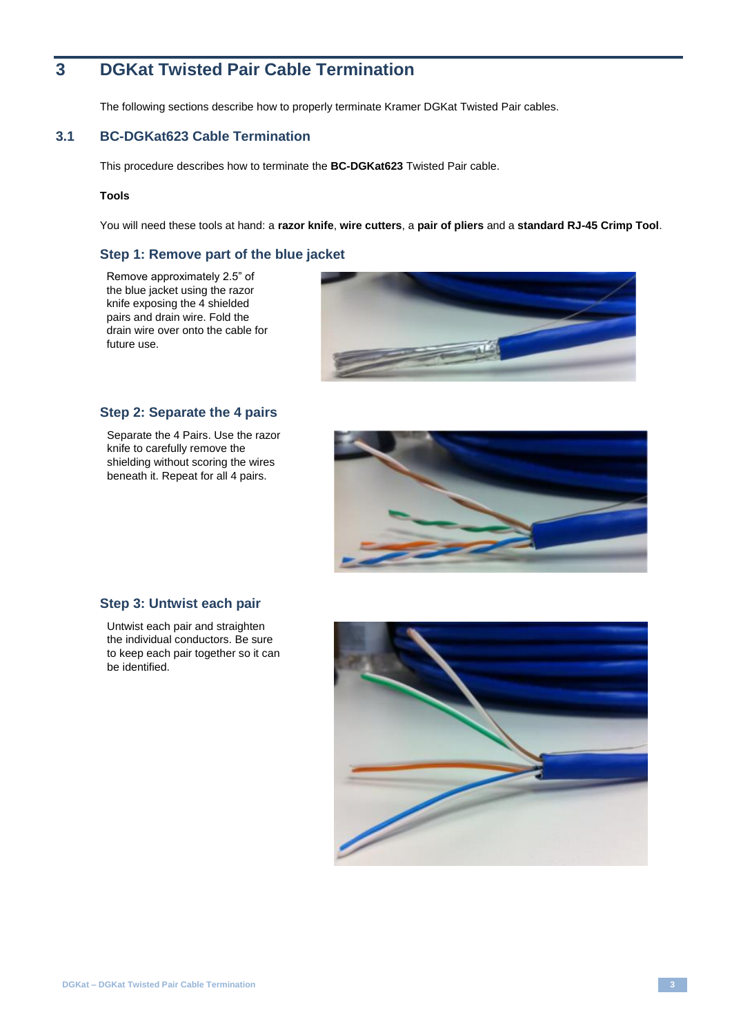# 3 DGKat Twisted Pair Cable Termination

The following sections describe how to properly terminate Kramer DGKat Twisted Pair cables.

## 3.1 BC-DGKat623 Cable Termination

This procedure describes how to terminate the **BC-DGKat623** Twisted Pair cable.

**Tools**

You will need these tools at hand: a **razor knife**, **wire cutters**, a **pair of pliers** and a **standard RJ-45 Crimp Tool**.

### Step 1: Remove part of the blue jacket

Remove approximately 2.5" of the blue jacket using the razor knife exposing the 4 shielded pairs and drain wire. Fold the drain wire over onto the cable for future use.

### Step 2: Separate the 4 pairs

Separate the 4 Pairs. Use the razor knife to carefully remove the shielding without scoring the wires beneath it. Repeat for all 4 pairs.

### Step 3: Untwist each pair

Untwist each pair and straighten the individual conductors. Be sure to keep each pair together so it can be identified.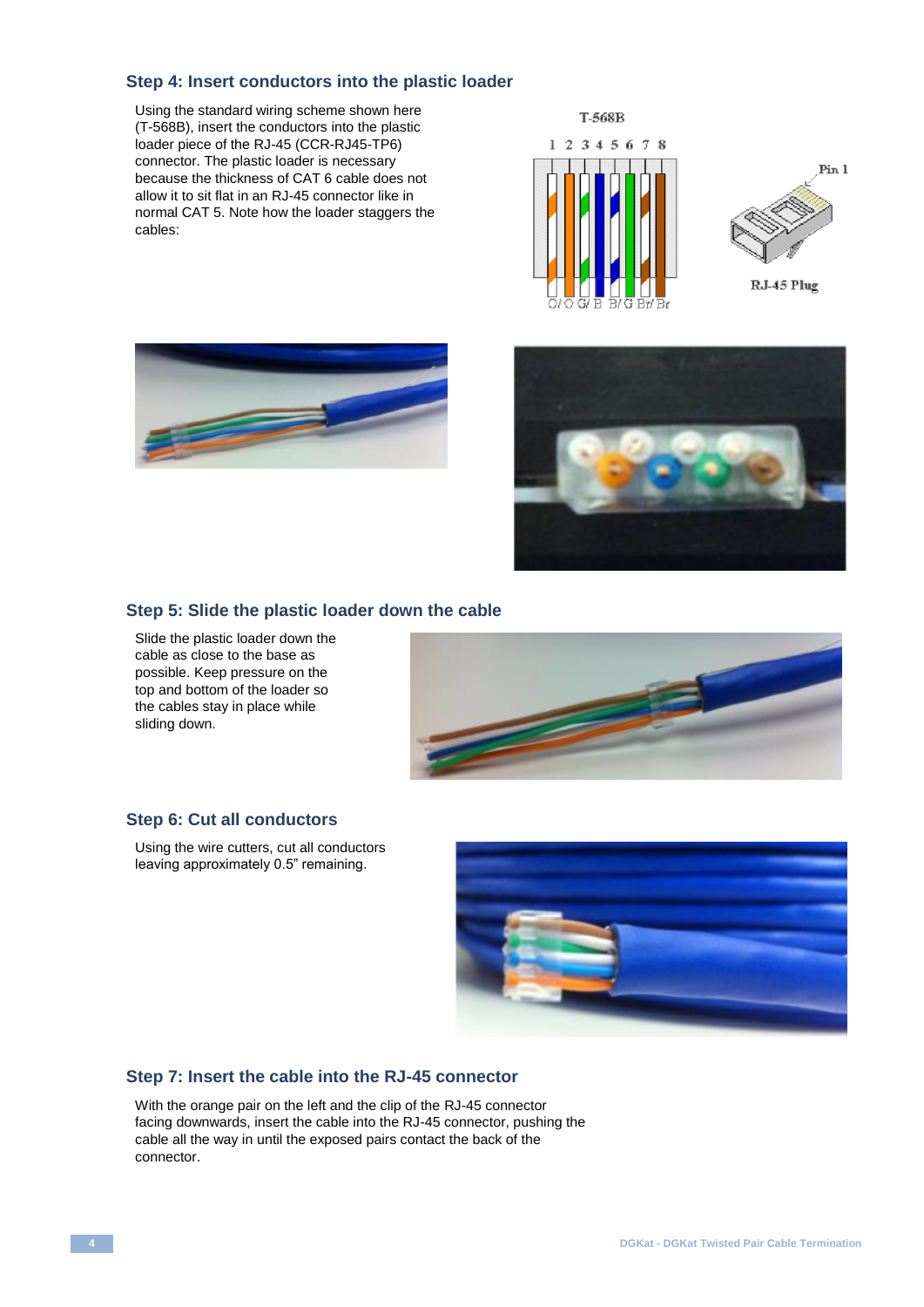## Step 4: Insert conductors into the plastic loader

Using the standard wiring scheme shown here (T-568B), insert the conductors into the plastic loader piece of the RJ-45 (CCR-RJ45-TP6) connector. The plastic loader is necessary because the thickness of CAT 6 cable does not allow it to sit flat in an RJ-45 connector like in normal CAT 5. Note how the loader staggers the cables:

T-568B

1 2 3 4 5 6 7 8

O/ O G/ B B/ G Br/ Br

Pin 1

RJ-45 Plug

## Step 5: Slide the plastic loader down the cable

Slide the plastic loader down the cable as close to the base as possible. Keep pressure on the top and bottom of the loader so the cables stay in place while sliding down.

## Step 6: Cut all conductors

Using the wire cutters, cut all conductors leaving approximately 0.5" remaining.

## Step 7: Insert the cable into the RJ-45 connector

With the orange pair on the left and the clip of the RJ-45 connector facing downwards, insert the cable into the RJ-45 connector, pushing the cable all the way in until the exposed pairs contact the back of the connector.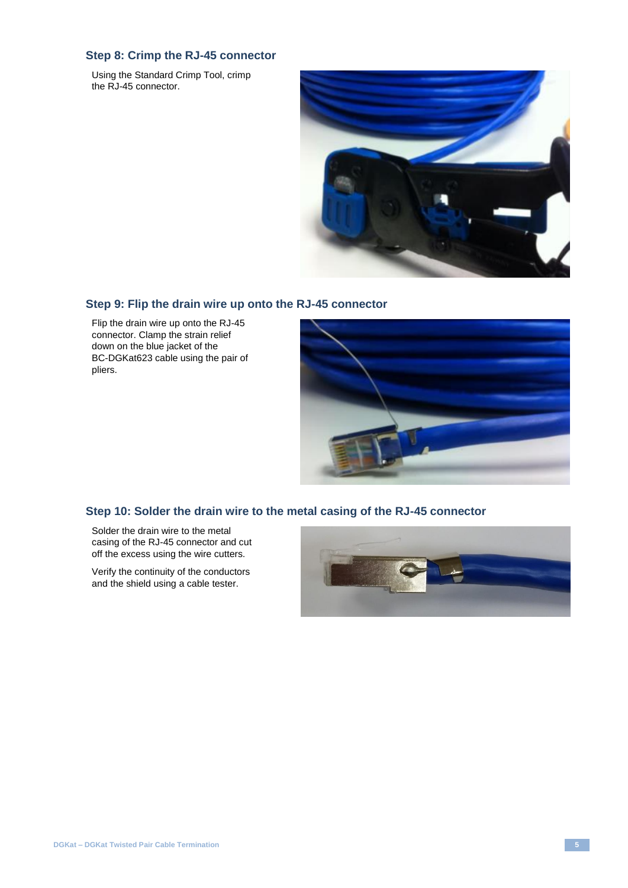### Step 8: Crimp the RJ-45 connector

Using the Standard Crimp Tool, crimp the RJ-45 connector.

### Step 9: Flip the drain wire up onto the RJ-45 connector

Flip the drain wire up onto the RJ-45 connector. Clamp the strain relief down on the blue jacket of the BC-DGKat623 cable using the pair of pliers.

### Step 10: Solder the drain wire to the metal casing of the RJ-45 connector

Solder the drain wire to the metal casing of the RJ-45 connector and cut off the excess using the wire cutters.

Verify the continuity of the conductors and the shield using a cable tester.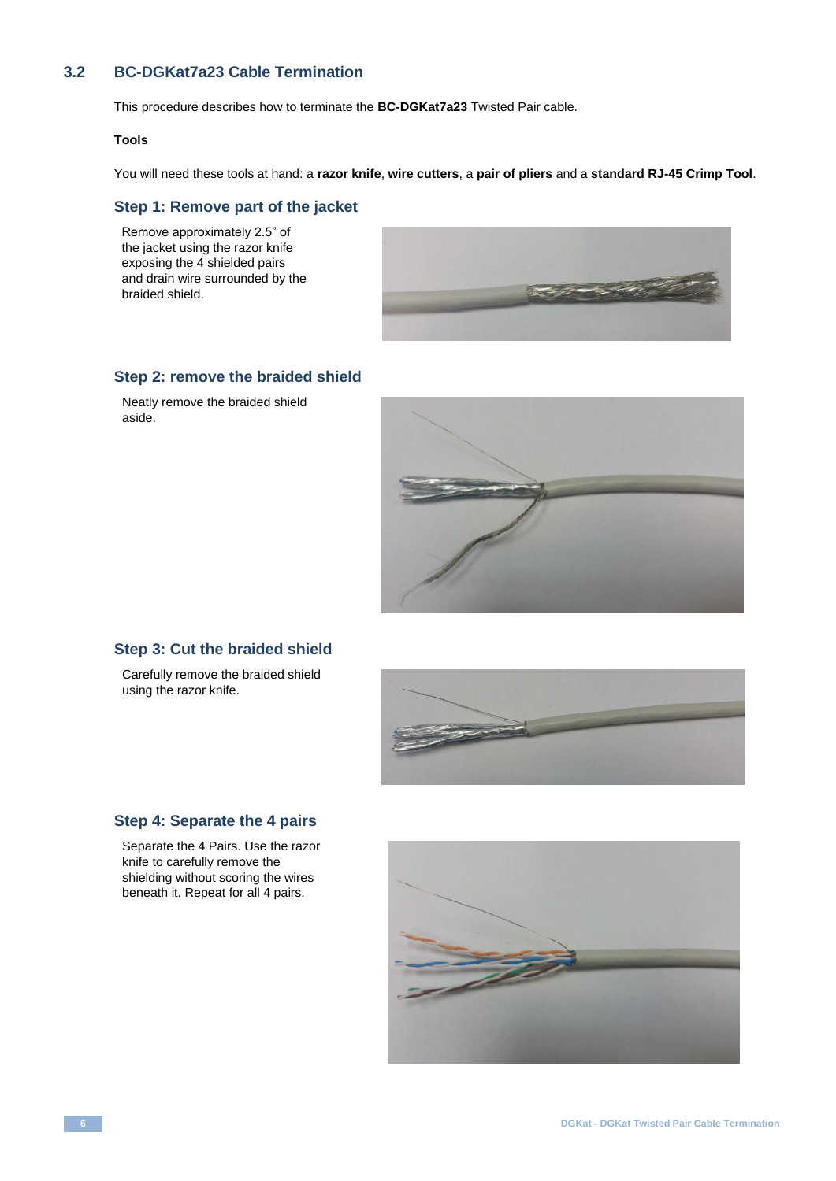### 3.2 BC-DGKat7a23 Cable Termination

This procedure describes how to terminate the **BC-DGKat7a23** Twisted Pair cable.

**Tools**

You will need these tools at hand: a **razor knife**, **wire cutters**, a **pair of pliers** and a **standard RJ-45 Crimp Tool**.

#### Step 1: Remove part of the jacket

Remove approximately 2.5" of the jacket using the razor knife exposing the 4 shielded pairs and drain wire surrounded by the braided shield.

#### Step 2: remove the braided shield

Neatly remove the braided shield aside.

#### Step 3: Cut the braided shield

Carefully remove the braided shield using the razor knife.

#### Step 4: Separate the 4 pairs

Separate the 4 Pairs. Use the razor knife to carefully remove the shielding without scoring the wires beneath it. Repeat for all 4 pairs.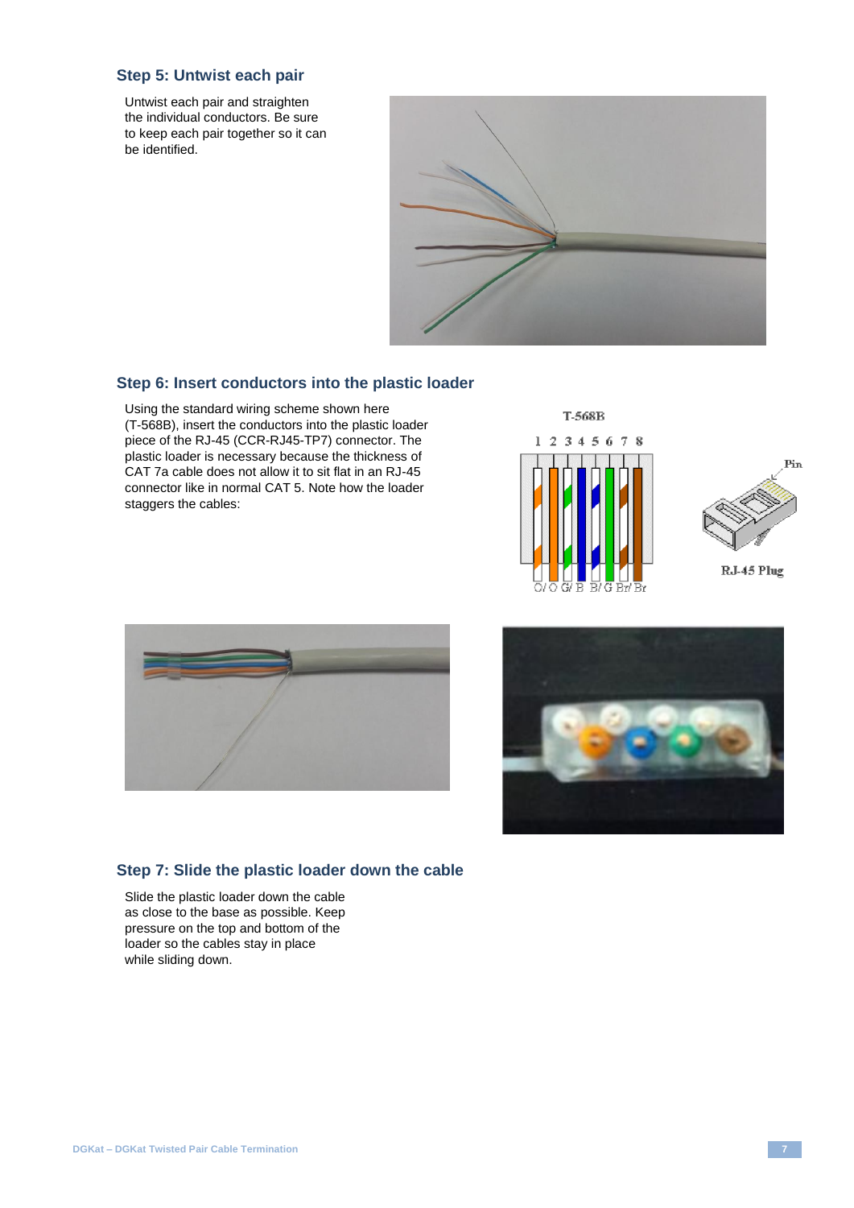## Step 5: Untwist each pair

Untwist each pair and straighten the individual conductors. Be sure to keep each pair together so it can be identified.

## Step 6: Insert conductors into the plastic loader

Using the standard wiring scheme shown here (T-568B), insert the conductors into the plastic loader piece of the RJ-45 (CCR-RJ45-TP7) connector. The plastic loader is necessary because the thickness of CAT 7a cable does not allow it to sit flat in an RJ-45 connector like in normal CAT 5. Note how the loader staggers the cables:

T-568B

1 2 3 4 5 6 7 8

O/ O G/ B B/ G Br/ Br

Pin

RJ-45 Plug

## Step 7: Slide the plastic loader down the cable

Slide the plastic loader down the cable as close to the base as possible. Keep pressure on the top and bottom of the loader so the cables stay in place while sliding down.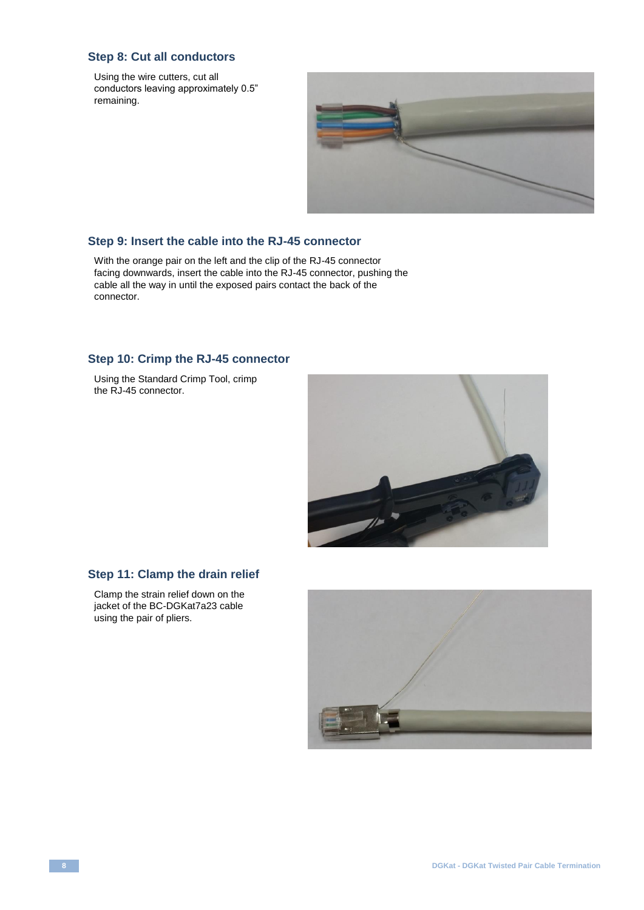### Step 8: Cut all conductors

Using the wire cutters, cut all conductors leaving approximately 0.5” remaining.

### Step 9: Insert the cable into the RJ-45 connector

With the orange pair on the left and the clip of the RJ-45 connector facing downwards, insert the cable into the RJ-45 connector, pushing the cable all the way in until the exposed pairs contact the back of the connector.

### Step 10: Crimp the RJ-45 connector

Using the Standard Crimp Tool, crimp the RJ-45 connector.

### Step 11: Clamp the drain relief

Clamp the strain relief down on the jacket of the BC-DGKat7a23 cable using the pair of pliers.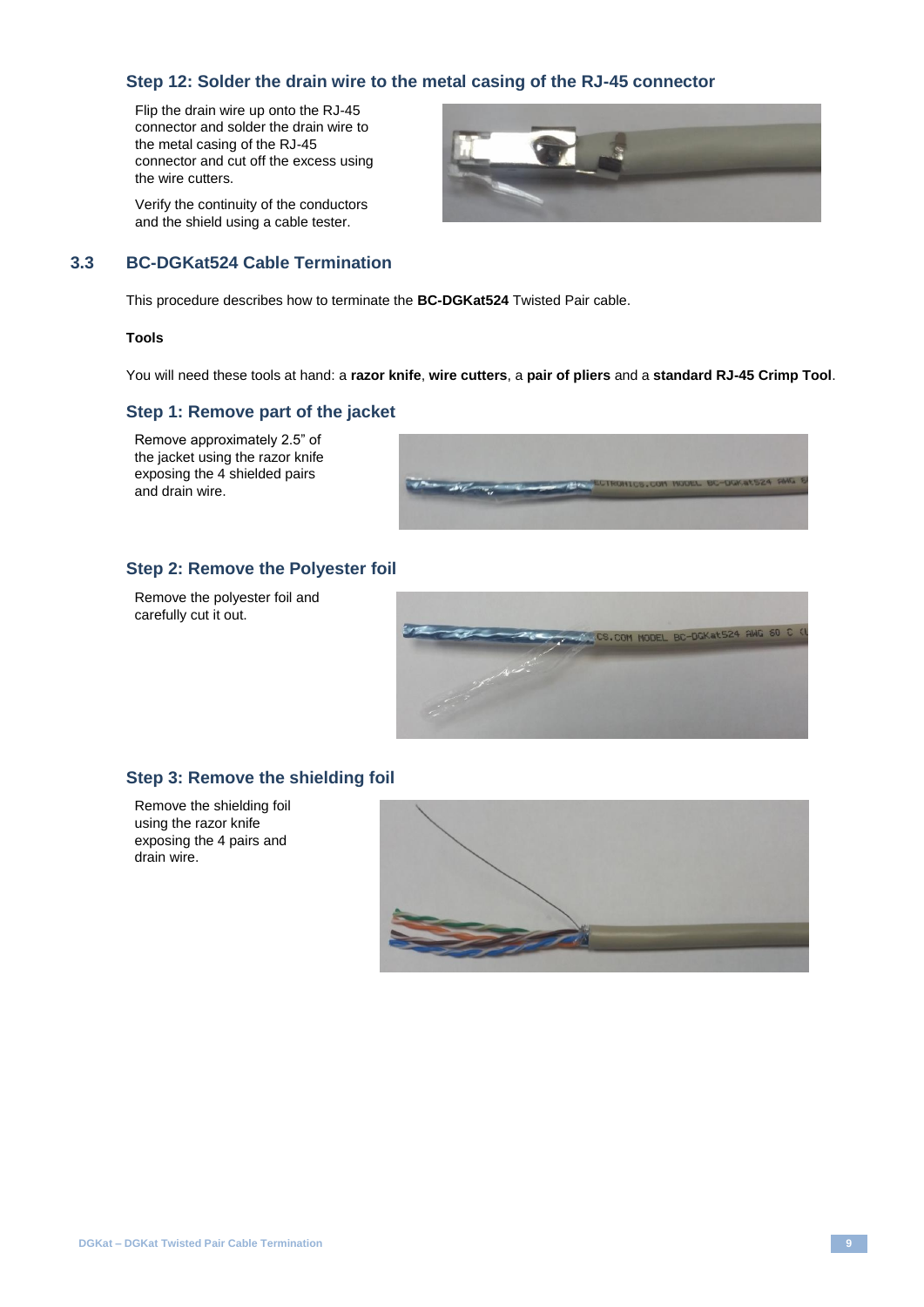### Step 12: Solder the drain wire to the metal casing of the RJ-45 connector

Flip the drain wire up onto the RJ-45 connector and solder the drain wire to the metal casing of the RJ-45 connector and cut off the excess using the wire cutters.

Verify the continuity of the conductors and the shield using a cable tester.

## 3.3 BC-DGKat524 Cable Termination

This procedure describes how to terminate the **BC-DGKat524** Twisted Pair cable.

**Tools**

You will need these tools at hand: a **razor knife**, **wire cutters**, a **pair of pliers** and a **standard RJ-45 Crimp Tool**.

### Step 1: Remove part of the jacket

Remove approximately 2.5" of the jacket using the razor knife exposing the 4 shielded pairs and drain wire.

### Step 2: Remove the Polyester foil

Remove the polyester foil and carefully cut it out.

### Step 3: Remove the shielding foil

Remove the shielding foil using the razor knife exposing the 4 pairs and drain wire.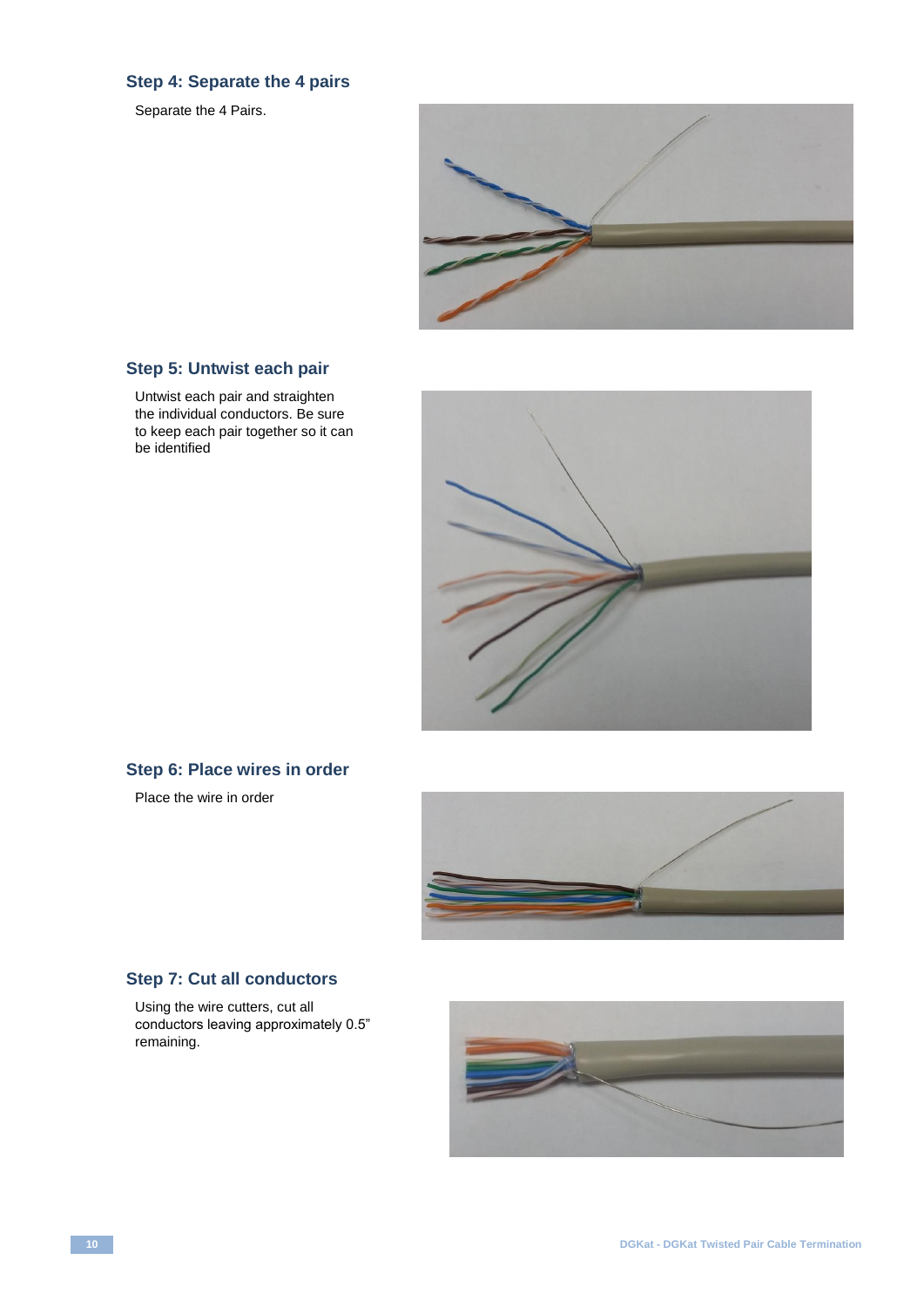### Step 4: Separate the 4 pairs

Separate the 4 Pairs.

### Step 5: Untwist each pair

Untwist each pair and straighten the individual conductors. Be sure to keep each pair together so it can be identified

### Step 6: Place wires in order

Place the wire in order

### Step 7: Cut all conductors

Using the wire cutters, cut all conductors leaving approximately 0.5" remaining.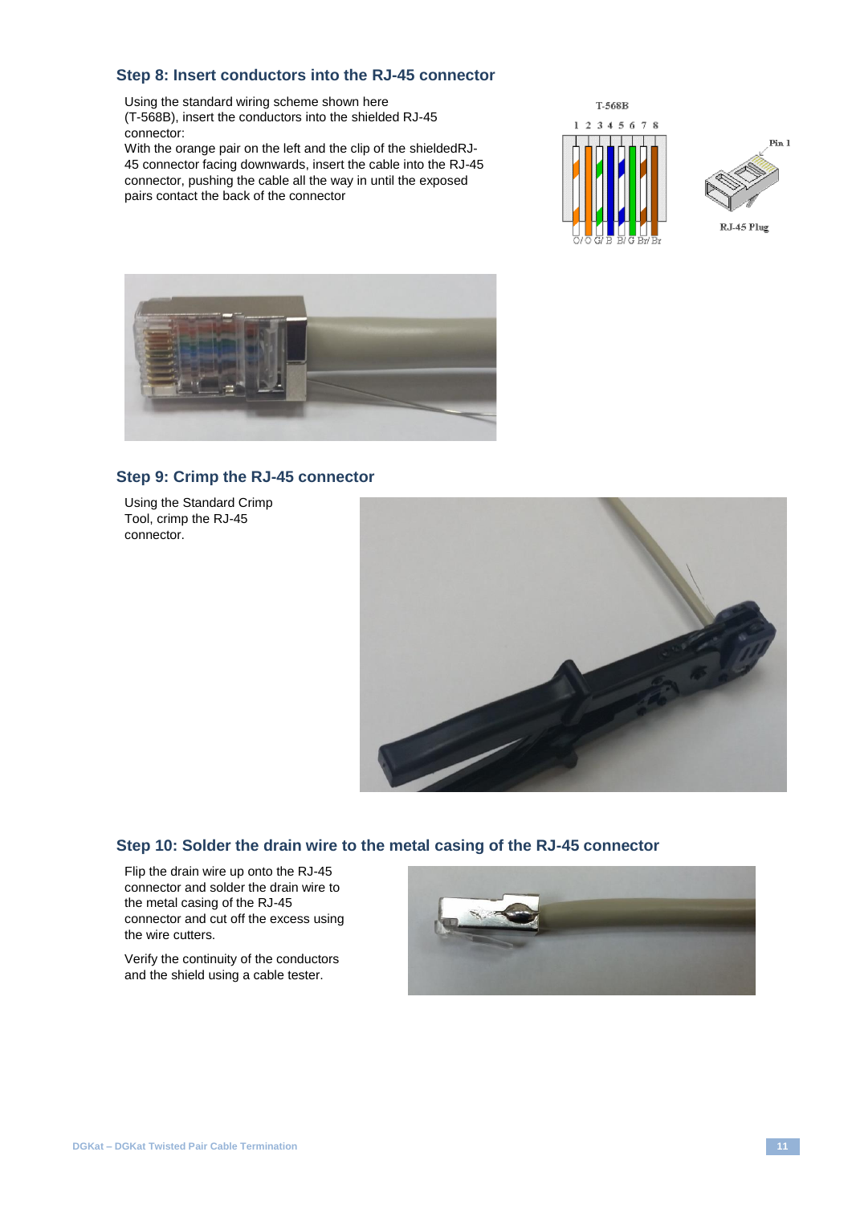## Step 8: Insert conductors into the RJ-45 connector

Using the standard wiring scheme shown here (T-568B), insert the conductors into the shielded RJ-45 connector:
With the orange pair on the left and the clip of the shieldedRJ-45 connector facing downwards, insert the cable into the RJ-45 connector, pushing the cable all the way in until the exposed pairs contact the back of the connector

T-568B

1 2 3 4 5 6 7 8

O/ O G/ B B/ G Br/ Br

Pin 1

RJ-45 Plug

## Step 9: Crimp the RJ-45 connector

Using the Standard Crimp Tool, crimp the RJ-45 connector.

## Step 10: Solder the drain wire to the metal casing of the RJ-45 connector

Flip the drain wire up onto the RJ-45 connector and solder the drain wire to the metal casing of the RJ-45 connector and cut off the excess using the wire cutters.

Verify the continuity of the conductors and the shield using a cable tester.